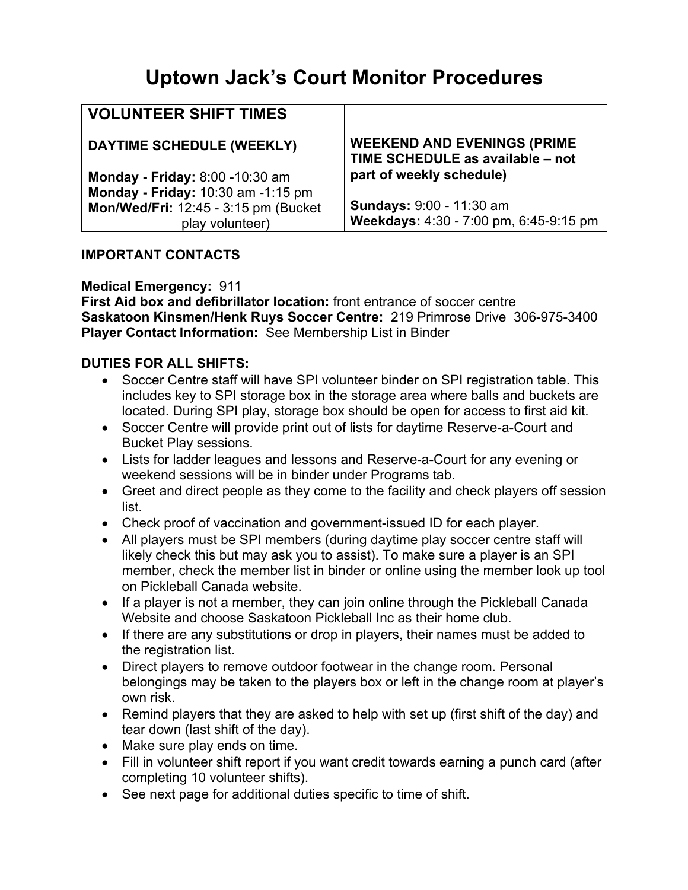# Uptown Jack's Court Monitor Procedures

| VOLUNTEER SHIFT TIMES | |
| --- | --- |
| **DAYTIME SCHEDULE (WEEKLY)**<br><br>**Monday - Friday:** 8:00 -10:30 am<br>**Monday - Friday:** 10:30 am -1:15 pm<br>**Mon/Wed/Fri:** 12:45 - 3:15 pm (Bucket play volunteer) | **WEEKEND AND EVENINGS (PRIME TIME SCHEDULE as available – not part of weekly schedule)**<br><br>**Sundays:** 9:00 - 11:30 am<br>**Weekdays:** 4:30 - 7:00 pm, 6:45-9:15 pm |

**IMPORTANT CONTACTS**

**Medical Emergency:** 911
**First Aid box and defibrillator location:** front entrance of soccer centre
**Saskatoon Kinsmen/Henk Ruys Soccer Centre:** 219 Primrose Drive 306-975-3400
**Player Contact Information:** See Membership List in Binder

**DUTIES FOR ALL SHIFTS:**

- Soccer Centre staff will have SPI volunteer binder on SPI registration table. This includes key to SPI storage box in the storage area where balls and buckets are located. During SPI play, storage box should be open for access to first aid kit.
- Soccer Centre will provide print out of lists for daytime Reserve-a-Court and Bucket Play sessions.
- Lists for ladder leagues and lessons and Reserve-a-Court for any evening or weekend sessions will be in binder under Programs tab.
- Greet and direct people as they come to the facility and check players off session list.
- Check proof of vaccination and government-issued ID for each player.
- All players must be SPI members (during daytime play soccer centre staff will likely check this but may ask you to assist). To make sure a player is an SPI member, check the member list in binder or online using the member look up tool on Pickleball Canada website.
- If a player is not a member, they can join online through the Pickleball Canada Website and choose Saskatoon Pickleball Inc as their home club.
- If there are any substitutions or drop in players, their names must be added to the registration list.
- Direct players to remove outdoor footwear in the change room. Personal belongings may be taken to the players box or left in the change room at player's own risk.
- Remind players that they are asked to help with set up (first shift of the day) and tear down (last shift of the day).
- Make sure play ends on time.
- Fill in volunteer shift report if you want credit towards earning a punch card (after completing 10 volunteer shifts).
- See next page for additional duties specific to time of shift.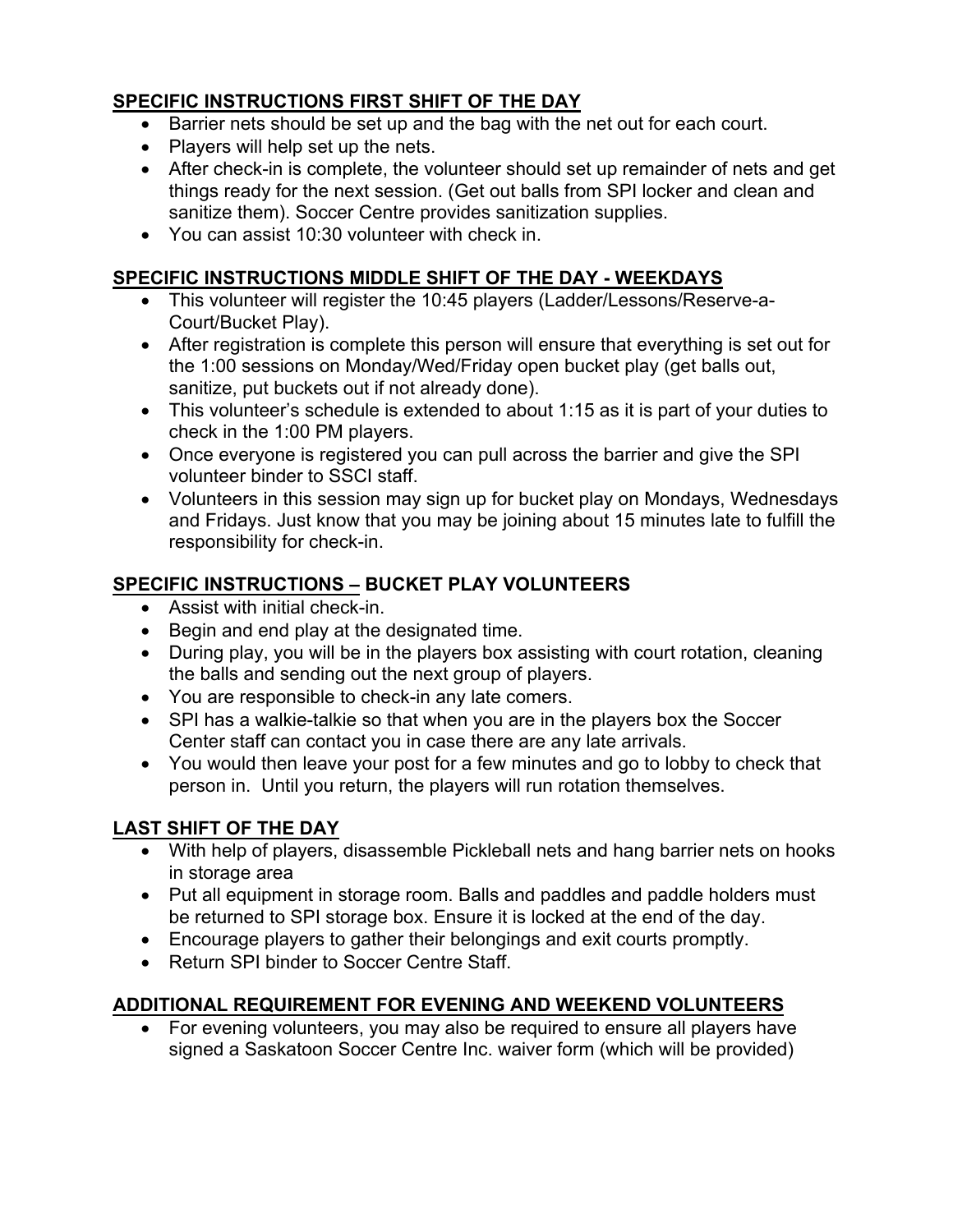## SPECIFIC INSTRUCTIONS FIRST SHIFT OF THE DAY

- Barrier nets should be set up and the bag with the net out for each court.
- Players will help set up the nets.
- After check-in is complete, the volunteer should set up remainder of nets and get things ready for the next session. (Get out balls from SPI locker and clean and sanitize them). Soccer Centre provides sanitization supplies.
- You can assist 10:30 volunteer with check in.

## SPECIFIC INSTRUCTIONS MIDDLE SHIFT OF THE DAY - WEEKDAYS

- This volunteer will register the 10:45 players (Ladder/Lessons/Reserve-a-Court/Bucket Play).
- After registration is complete this person will ensure that everything is set out for the 1:00 sessions on Monday/Wed/Friday open bucket play (get balls out, sanitize, put buckets out if not already done).
- This volunteer's schedule is extended to about 1:15 as it is part of your duties to check in the 1:00 PM players.
- Once everyone is registered you can pull across the barrier and give the SPI volunteer binder to SSCI staff.
- Volunteers in this session may sign up for bucket play on Mondays, Wednesdays and Fridays. Just know that you may be joining about 15 minutes late to fulfill the responsibility for check-in.

## SPECIFIC INSTRUCTIONS – BUCKET PLAY VOLUNTEERS

- Assist with initial check-in.
- Begin and end play at the designated time.
- During play, you will be in the players box assisting with court rotation, cleaning the balls and sending out the next group of players.
- You are responsible to check-in any late comers.
- SPI has a walkie-talkie so that when you are in the players box the Soccer Center staff can contact you in case there are any late arrivals.
- You would then leave your post for a few minutes and go to lobby to check that person in. Until you return, the players will run rotation themselves.

## LAST SHIFT OF THE DAY

- With help of players, disassemble Pickleball nets and hang barrier nets on hooks in storage area
- Put all equipment in storage room. Balls and paddles and paddle holders must be returned to SPI storage box. Ensure it is locked at the end of the day.
- Encourage players to gather their belongings and exit courts promptly.
- Return SPI binder to Soccer Centre Staff.

## ADDITIONAL REQUIREMENT FOR EVENING AND WEEKEND VOLUNTEERS

- For evening volunteers, you may also be required to ensure all players have signed a Saskatoon Soccer Centre Inc. waiver form (which will be provided)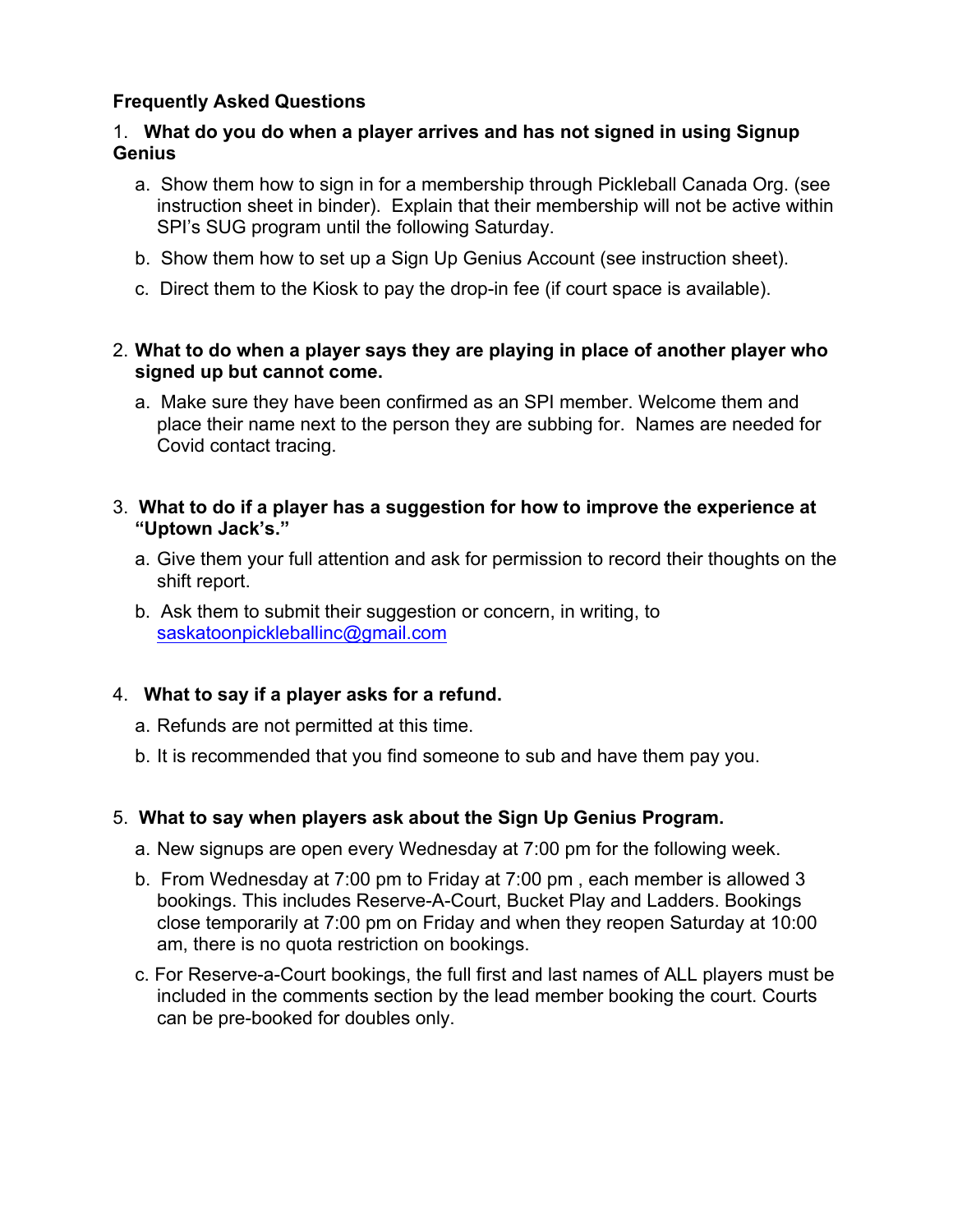**Frequently Asked Questions**

1. **What do you do when a player arrives and has not signed in using Signup Genius**
   a. Show them how to sign in for a membership through Pickleball Canada Org. (see instruction sheet in binder). Explain that their membership will not be active within SPI's SUG program until the following Saturday.
   b. Show them how to set up a Sign Up Genius Account (see instruction sheet).
   c. Direct them to the Kiosk to pay the drop-in fee (if court space is available).

2. **What to do when a player says they are playing in place of another player who signed up but cannot come.**
   a. Make sure they have been confirmed as an SPI member. Welcome them and place their name next to the person they are subbing for. Names are needed for Covid contact tracing.

3. **What to do if a player has a suggestion for how to improve the experience at "Uptown Jack's."**
   a. Give them your full attention and ask for permission to record their thoughts on the shift report.
   b. Ask them to submit their suggestion or concern, in writing, to saskatoonpickleballinc@gmail.com

4. **What to say if a player asks for a refund.**
   a. Refunds are not permitted at this time.
   b. It is recommended that you find someone to sub and have them pay you.

5. **What to say when players ask about the Sign Up Genius Program.**
   a. New signups are open every Wednesday at 7:00 pm for the following week.
   b. From Wednesday at 7:00 pm to Friday at 7:00 pm , each member is allowed 3 bookings. This includes Reserve-A-Court, Bucket Play and Ladders. Bookings close temporarily at 7:00 pm on Friday and when they reopen Saturday at 10:00 am, there is no quota restriction on bookings.
   c. For Reserve-a-Court bookings, the full first and last names of ALL players must be included in the comments section by the lead member booking the court. Courts can be pre-booked for doubles only.